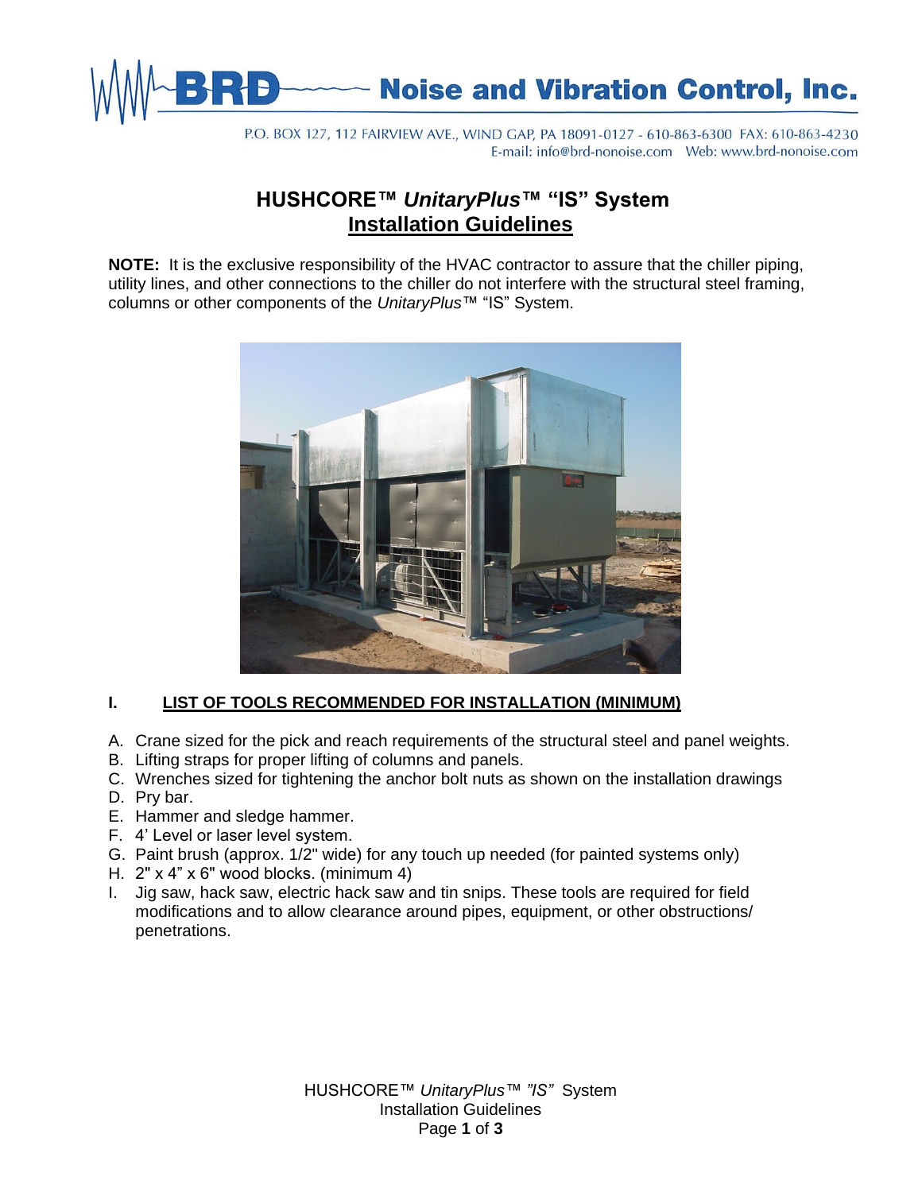BRD Noise and Vibration Control, Inc.

P.O. BOX 127, 112 FAIRVIEW AVE., WIND GAP, PA 18091-0127 - 610-863-6300 FAX: 610-863-4230
E-mail: info@brd-nonoise.com Web: www.brd-nonoise.com

# HUSHCORE™ *UnitaryPlus*™ "IS" System
## Installation Guidelines

**NOTE:** It is the exclusive responsibility of the HVAC contractor to assure that the chiller piping, utility lines, and other connections to the chiller do not interfere with the structural steel framing, columns or other components of the *UnitaryPlus*™ "IS" System.

### I. LIST OF TOOLS RECOMMENDED FOR INSTALLATION (MINIMUM)

A. Crane sized for the pick and reach requirements of the structural steel and panel weights.
B. Lifting straps for proper lifting of columns and panels.
C. Wrenches sized for tightening the anchor bolt nuts as shown on the installation drawings
D. Pry bar.
E. Hammer and sledge hammer.
F. 4' Level or laser level system.
G. Paint brush (approx. 1/2" wide) for any touch up needed (for painted systems only)
H. 2" x 4" x 6" wood blocks. (minimum 4)
I. Jig saw, hack saw, electric hack saw and tin snips. These tools are required for field modifications and to allow clearance around pipes, equipment, or other obstructions/ penetrations.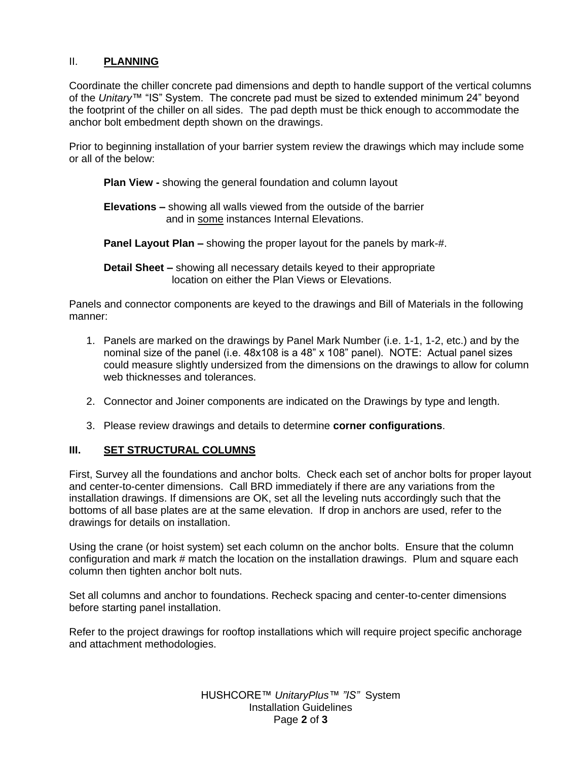## II. **PLANNING**

Coordinate the chiller concrete pad dimensions and depth to handle support of the vertical columns of the *Unitary™* "IS" System. The concrete pad must be sized to extended minimum 24" beyond the footprint of the chiller on all sides. The pad depth must be thick enough to accommodate the anchor bolt embedment depth shown on the drawings.

Prior to beginning installation of your barrier system review the drawings which may include some or all of the below:

**Plan View -** showing the general foundation and column layout

**Elevations –** showing all walls viewed from the outside of the barrier and in <u>some</u> instances Internal Elevations.

**Panel Layout Plan –** showing the proper layout for the panels by mark-#.

**Detail Sheet –** showing all necessary details keyed to their appropriate location on either the Plan Views or Elevations.

Panels and connector components are keyed to the drawings and Bill of Materials in the following manner:

1. Panels are marked on the drawings by Panel Mark Number (i.e. 1-1, 1-2, etc.) and by the nominal size of the panel (i.e. 48x108 is a 48" x 108" panel). NOTE: Actual panel sizes could measure slightly undersized from the dimensions on the drawings to allow for column web thicknesses and tolerances.

2. Connector and Joiner components are indicated on the Drawings by type and length.

3. Please review drawings and details to determine **corner configurations**.

## III. **SET STRUCTURAL COLUMNS**

First, Survey all the foundations and anchor bolts. Check each set of anchor bolts for proper layout and center-to-center dimensions. Call BRD immediately if there are any variations from the installation drawings. If dimensions are OK, set all the leveling nuts accordingly such that the bottoms of all base plates are at the same elevation. If drop in anchors are used, refer to the drawings for details on installation.

Using the crane (or hoist system) set each column on the anchor bolts. Ensure that the column configuration and mark # match the location on the installation drawings. Plum and square each column then tighten anchor bolt nuts.

Set all columns and anchor to foundations. Recheck spacing and center-to-center dimensions before starting panel installation.

Refer to the project drawings for rooftop installations which will require project specific anchorage and attachment methodologies.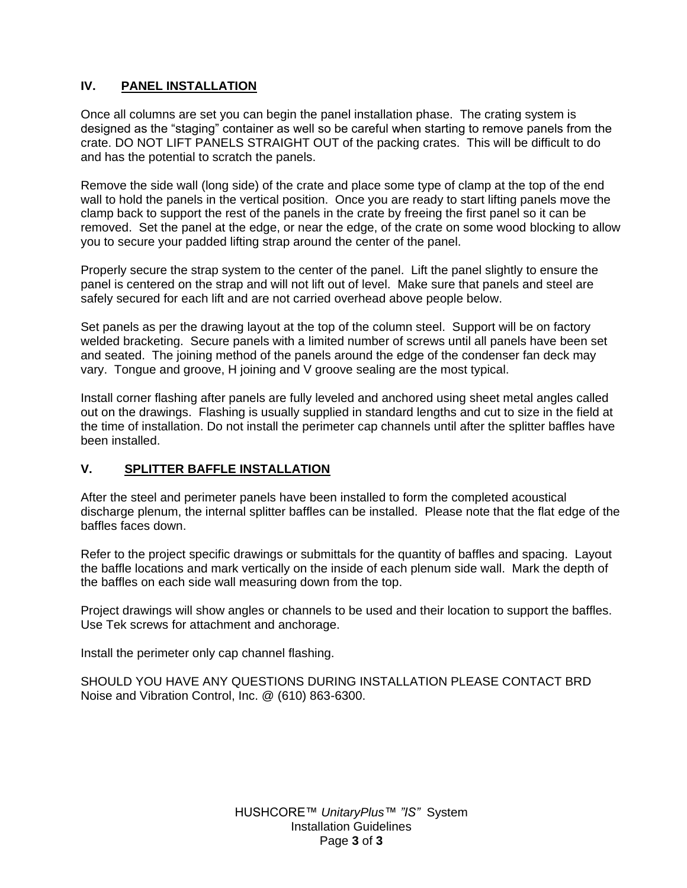## IV. PANEL INSTALLATION

Once all columns are set you can begin the panel installation phase. The crating system is designed as the “staging” container as well so be careful when starting to remove panels from the crate. DO NOT LIFT PANELS STRAIGHT OUT of the packing crates. This will be difficult to do and has the potential to scratch the panels.

Remove the side wall (long side) of the crate and place some type of clamp at the top of the end wall to hold the panels in the vertical position. Once you are ready to start lifting panels move the clamp back to support the rest of the panels in the crate by freeing the first panel so it can be removed. Set the panel at the edge, or near the edge, of the crate on some wood blocking to allow you to secure your padded lifting strap around the center of the panel.

Properly secure the strap system to the center of the panel. Lift the panel slightly to ensure the panel is centered on the strap and will not lift out of level. Make sure that panels and steel are safely secured for each lift and are not carried overhead above people below.

Set panels as per the drawing layout at the top of the column steel. Support will be on factory welded bracketing. Secure panels with a limited number of screws until all panels have been set and seated. The joining method of the panels around the edge of the condenser fan deck may vary. Tongue and groove, H joining and V groove sealing are the most typical.

Install corner flashing after panels are fully leveled and anchored using sheet metal angles called out on the drawings. Flashing is usually supplied in standard lengths and cut to size in the field at the time of installation. Do not install the perimeter cap channels until after the splitter baffles have been installed.

## V. SPLITTER BAFFLE INSTALLATION

After the steel and perimeter panels have been installed to form the completed acoustical discharge plenum, the internal splitter baffles can be installed. Please note that the flat edge of the baffles faces down.

Refer to the project specific drawings or submittals for the quantity of baffles and spacing. Layout the baffle locations and mark vertically on the inside of each plenum side wall. Mark the depth of the baffles on each side wall measuring down from the top.

Project drawings will show angles or channels to be used and their location to support the baffles. Use Tek screws for attachment and anchorage.

Install the perimeter only cap channel flashing.

SHOULD YOU HAVE ANY QUESTIONS DURING INSTALLATION PLEASE CONTACT BRD Noise and Vibration Control, Inc. @ (610) 863-6300.